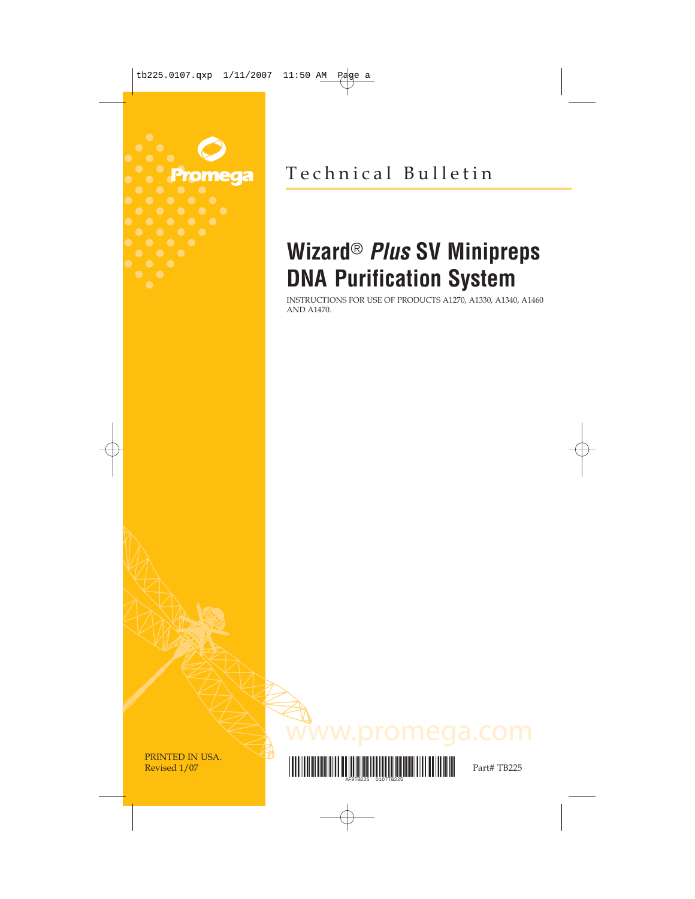Promega

Technical Bulletin

# Wizard® *Plus* SV Minipreps DNA Purification System

INSTRUCTIONS FOR USE OF PRODUCTS A1270, A1330, A1340, A1460 AND A1470.

www.promega.com

PRINTED IN USA.
Revised 1/07

Part# TB225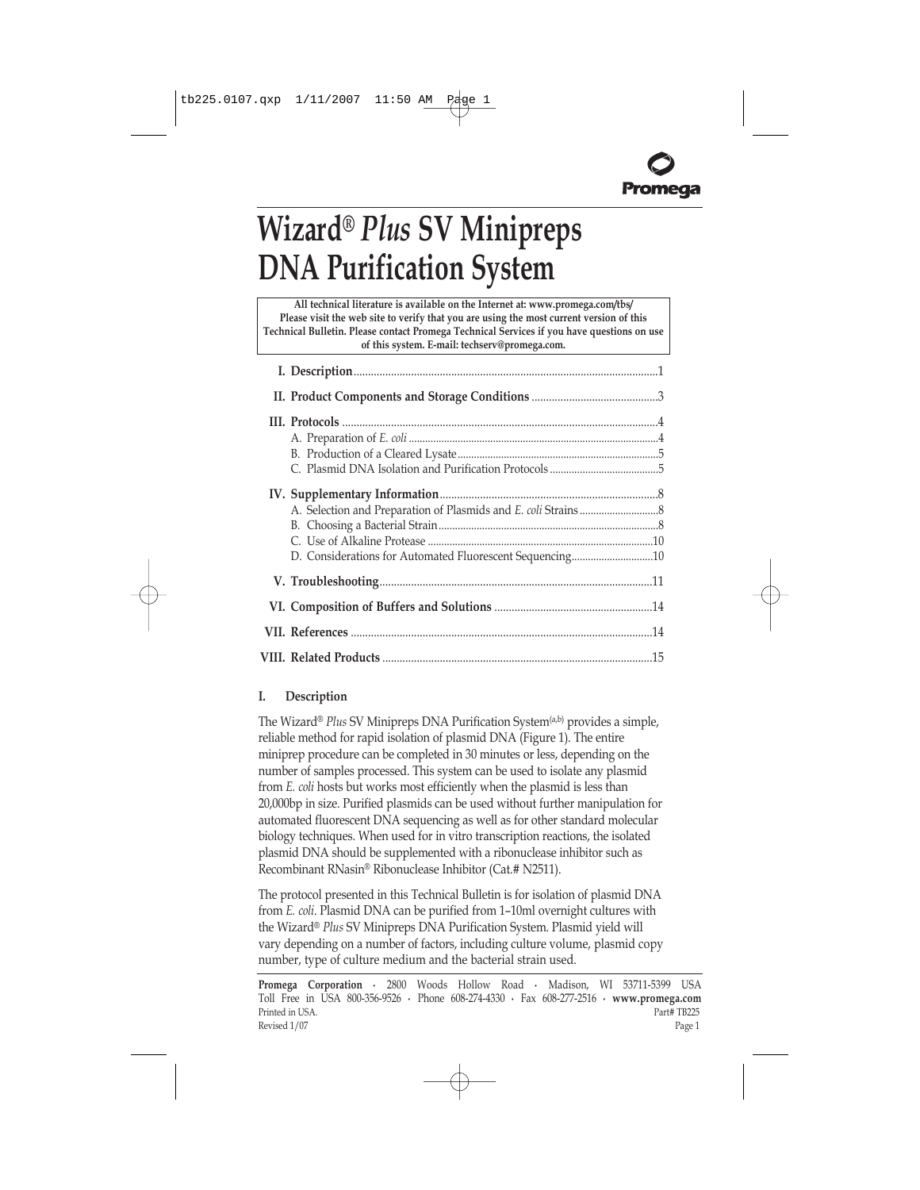# Wizard® *Plus* SV Minipreps DNA Purification System

**All technical literature is available on the Internet at: www.promega.com/tbs/ Please visit the web site to verify that you are using the most current version of this Technical Bulletin. Please contact Promega Technical Services if you have questions on use of this system. E-mail: techserv@promega.com.**

- **I. Description** ....1
- **II. Product Components and Storage Conditions** ....3
- **III. Protocols** ....4
  - A. Preparation of *E. coli* ....4
  - B. Production of a Cleared Lysate ....5
  - C. Plasmid DNA Isolation and Purification Protocols ....5
- **IV. Supplementary Information** ....8
  - A. Selection and Preparation of Plasmids and *E. coli* Strains ....8
  - B. Choosing a Bacterial Strain ....8
  - C. Use of Alkaline Protease ....10
  - D. Considerations for Automated Fluorescent Sequencing ....10
- **V. Troubleshooting** ....11
- **VI. Composition of Buffers and Solutions** ....14
- **VII. References** ....14
- **VIII. Related Products** ....15

## I. Description

The Wizard® *Plus* SV Minipreps DNA Purification System[a,b] provides a simple, reliable method for rapid isolation of plasmid DNA (Figure 1). The entire miniprep procedure can be completed in 30 minutes or less, depending on the number of samples processed. This system can be used to isolate any plasmid from *E. coli* hosts but works most efficiently when the plasmid is less than 20,000bp in size. Purified plasmids can be used without further manipulation for automated fluorescent DNA sequencing as well as for other standard molecular biology techniques. When used for in vitro transcription reactions, the isolated plasmid DNA should be supplemented with a ribonuclease inhibitor such as Recombinant RNasin® Ribonuclease Inhibitor (Cat.# N2511).

The protocol presented in this Technical Bulletin is for isolation of plasmid DNA from *E. coli*. Plasmid DNA can be purified from 1–10ml overnight cultures with the Wizard® *Plus* SV Minipreps DNA Purification System. Plasmid yield will vary depending on a number of factors, including culture volume, plasmid copy number, type of culture medium and the bacterial strain used.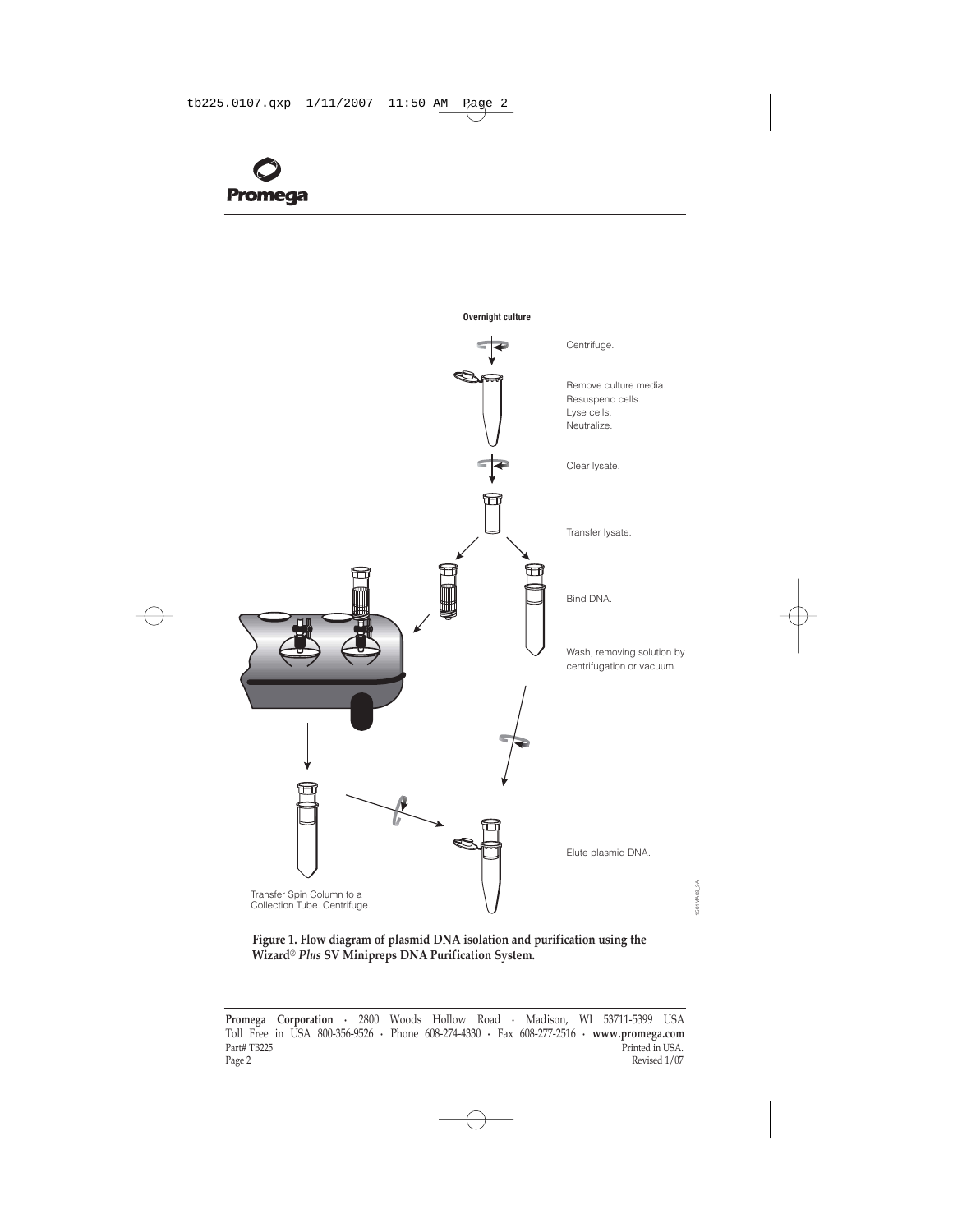Overnight culture

Centrifuge.

Remove culture media.
Resuspend cells.
Lyse cells.
Neutralize.

Clear lysate.

Transfer lysate.

Bind DNA.

Wash, removing solution by centrifugation or vacuum.

Elute plasmid DNA.

Transfer Spin Column to a Collection Tube. Centrifuge.

**Figure 1. Flow diagram of plasmid DNA isolation and purification using the Wizard® *Plus* SV Minipreps DNA Purification System.**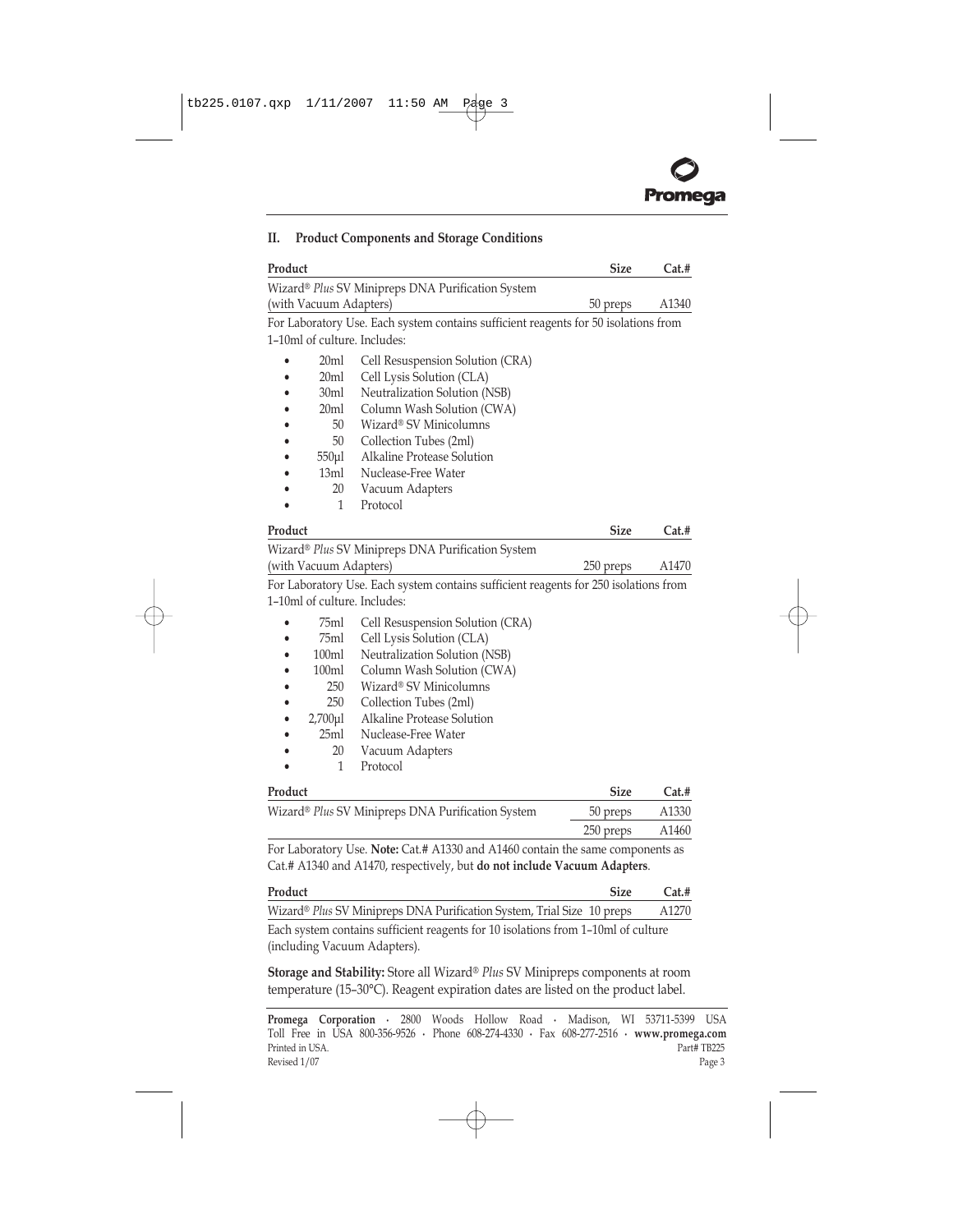## II. Product Components and Storage Conditions

| Product | Size | Cat.# |
|---|---|---|
| Wizard® *Plus* SV Minipreps DNA Purification System (with Vacuum Adapters) | 50 preps | A1340 |

For Laboratory Use. Each system contains sufficient reagents for 50 isolations from 1–10ml of culture. Includes:

- 20ml Cell Resuspension Solution (CRA)
- 20ml Cell Lysis Solution (CLA)
- 30ml Neutralization Solution (NSB)
- 20ml Column Wash Solution (CWA)
- 50 Wizard® SV Minicolumns
- 50 Collection Tubes (2ml)
- 550µl Alkaline Protease Solution
- 13ml Nuclease-Free Water
- 20 Vacuum Adapters
- 1 Protocol

| Product | Size | Cat.# |
|---|---|---|
| Wizard® *Plus* SV Minipreps DNA Purification System (with Vacuum Adapters) | 250 preps | A1470 |

For Laboratory Use. Each system contains sufficient reagents for 250 isolations from 1–10ml of culture. Includes:

- 75ml Cell Resuspension Solution (CRA)
- 75ml Cell Lysis Solution (CLA)
- 100ml Neutralization Solution (NSB)
- 100ml Column Wash Solution (CWA)
- 250 Wizard® SV Minicolumns
- 250 Collection Tubes (2ml)
- 2,700µl Alkaline Protease Solution
- 25ml Nuclease-Free Water
- 20 Vacuum Adapters
- 1 Protocol

| Product | Size | Cat.# |
|---|---|---|
| Wizard® *Plus* SV Minipreps DNA Purification System | 50 preps | A1330 |
| | 250 preps | A1460 |

For Laboratory Use. **Note:** Cat.# A1330 and A1460 contain the same components as Cat.# A1340 and A1470, respectively, but **do not include Vacuum Adapters**.

| Product | Size | Cat.# |
|---|---|---|
| Wizard® *Plus* SV Minipreps DNA Purification System, Trial Size | 10 preps | A1270 |

Each system contains sufficient reagents for 10 isolations from 1–10ml of culture (including Vacuum Adapters).

**Storage and Stability:** Store all Wizard® *Plus* SV Minipreps components at room temperature (15–30°C). Reagent expiration dates are listed on the product label.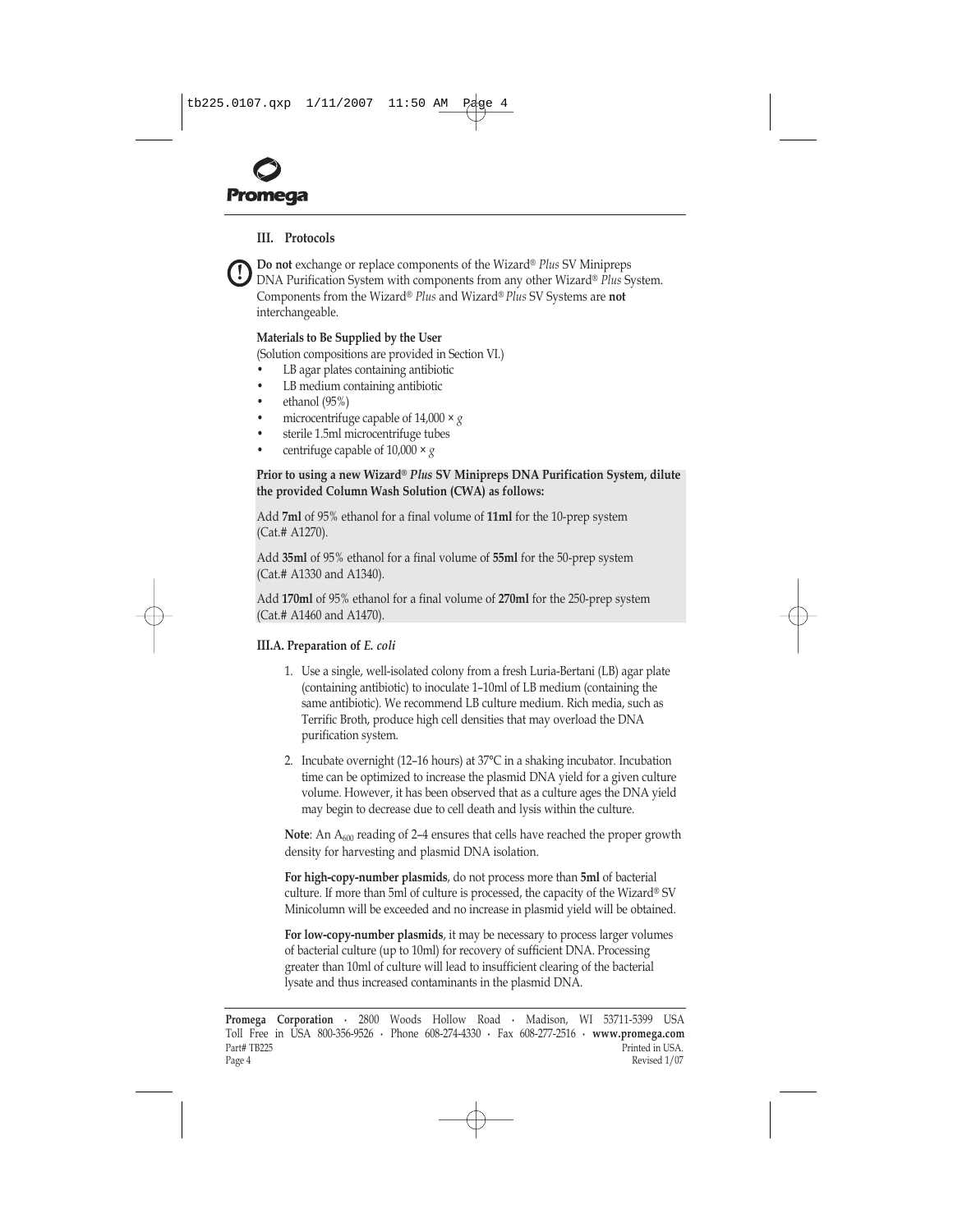## III. Protocols

**Do not** exchange or replace components of the Wizard® *Plus* SV Minipreps DNA Purification System with components from any other Wizard® *Plus* System. Components from the Wizard® *Plus* and Wizard® *Plus* SV Systems are **not** interchangeable.

**Materials to Be Supplied by the User**
(Solution compositions are provided in Section VI.)

- LB agar plates containing antibiotic
- LB medium containing antibiotic
- ethanol (95%)
- microcentrifuge capable of $14,000 \times g$
- sterile 1.5ml microcentrifuge tubes
- centrifuge capable of $10,000 \times g$

**Prior to using a new Wizard® *Plus* SV Minipreps DNA Purification System, dilute the provided Column Wash Solution (CWA) as follows:**

Add **7ml** of 95% ethanol for a final volume of **11ml** for the 10-prep system (Cat.# A1270).

Add **35ml** of 95% ethanol for a final volume of **55ml** for the 50-prep system (Cat.# A1330 and A1340).

Add **170ml** of 95% ethanol for a final volume of **270ml** for the 250-prep system (Cat.# A1460 and A1470).

### III.A. Preparation of *E. coli*

1. Use a single, well-isolated colony from a fresh Luria-Bertani (LB) agar plate (containing antibiotic) to inoculate 1–10ml of LB medium (containing the same antibiotic). We recommend LB culture medium. Rich media, such as Terrific Broth, produce high cell densities that may overload the DNA purification system.
2. Incubate overnight (12–16 hours) at 37°C in a shaking incubator. Incubation time can be optimized to increase the plasmid DNA yield for a given culture volume. However, it has been observed that as a culture ages the DNA yield may begin to decrease due to cell death and lysis within the culture.

**Note**: An $A_{600}$ reading of 2–4 ensures that cells have reached the proper growth density for harvesting and plasmid DNA isolation.

**For high-copy-number plasmids**, do not process more than **5ml** of bacterial culture. If more than 5ml of culture is processed, the capacity of the Wizard® SV Minicolumn will be exceeded and no increase in plasmid yield will be obtained.

**For low-copy-number plasmids**, it may be necessary to process larger volumes of bacterial culture (up to 10ml) for recovery of sufficient DNA. Processing greater than 10ml of culture will lead to insufficient clearing of the bacterial lysate and thus increased contaminants in the plasmid DNA.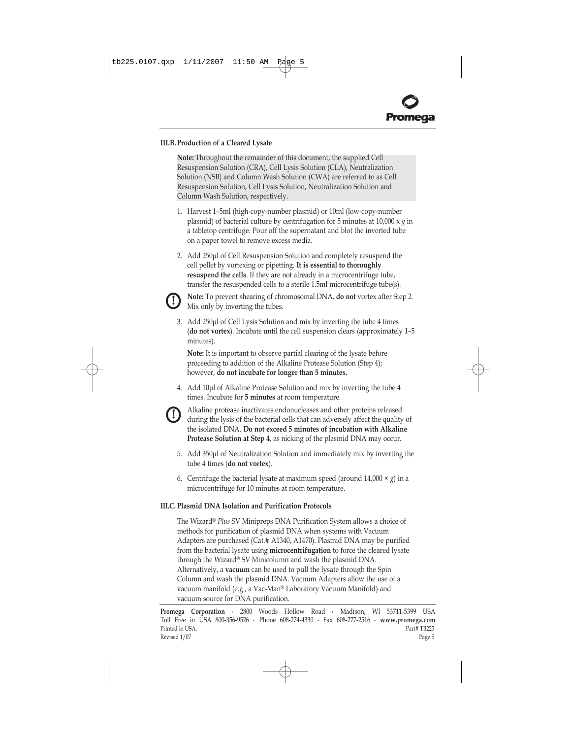### III.B. Production of a Cleared Lysate

**Note:** Throughout the remainder of this document, the supplied Cell Resuspension Solution (CRA), Cell Lysis Solution (CLA), Neutralization Solution (NSB) and Column Wash Solution (CWA) are referred to as Cell Resuspension Solution, Cell Lysis Solution, Neutralization Solution and Column Wash Solution, respectively.

1. Harvest 1–5ml (high-copy-number plasmid) or 10ml (low-copy-number plasmid) of bacterial culture by centrifugation for 5 minutes at 10,000 x *g* in a tabletop centrifuge. Pour off the supernatant and blot the inverted tube on a paper towel to remove excess media.

2. Add 250µl of Cell Resuspension Solution and completely resuspend the cell pellet by vortexing or pipetting. **It is essential to thoroughly resuspend the cells**. If they are not already in a microcentrifuge tube, transfer the resuspended cells to a sterile 1.5ml microcentrifuge tube(s).

   **Note:** To prevent shearing of chromosomal DNA, **do not** vortex after Step 2. Mix only by inverting the tubes.

3. Add 250µl of Cell Lysis Solution and mix by inverting the tube 4 times (**do not vortex**). Incubate until the cell suspension clears (approximately 1–5 minutes).

   **Note:** It is important to observe partial clearing of the lysate before proceeding to addition of the Alkaline Protease Solution (Step 4); however, **do not incubate for longer than 5 minutes.**

4. Add 10µl of Alkaline Protease Solution and mix by inverting the tube 4 times. Incubate for **5 minutes** at room temperature.

   Alkaline protease inactivates endonucleases and other proteins released during the lysis of the bacterial cells that can adversely affect the quality of the isolated DNA. **Do not exceed 5 minutes of incubation with Alkaline Protease Solution at Step 4**, as nicking of the plasmid DNA may occur.

5. Add 350µl of Neutralization Solution and immediately mix by inverting the tube 4 times (**do not vortex**).

6. Centrifuge the bacterial lysate at maximum speed (around 14,000 × *g*) in a microcentrifuge for 10 minutes at room temperature.

### III.C. Plasmid DNA Isolation and Purification Protocols

The Wizard® *Plus* SV Minipreps DNA Purification System allows a choice of methods for purification of plasmid DNA when systems with Vacuum Adapters are purchased (Cat.# A1340, A1470). Plasmid DNA may be purified from the bacterial lysate using **microcentrifugation** to force the cleared lysate through the Wizard® SV Minicolumn and wash the plasmid DNA. Alternatively, a **vacuum** can be used to pull the lysate through the Spin Column and wash the plasmid DNA. Vacuum Adapters allow the use of a vacuum manifold (e.g., a Vac-Man® Laboratory Vacuum Manifold) and vacuum source for DNA purification.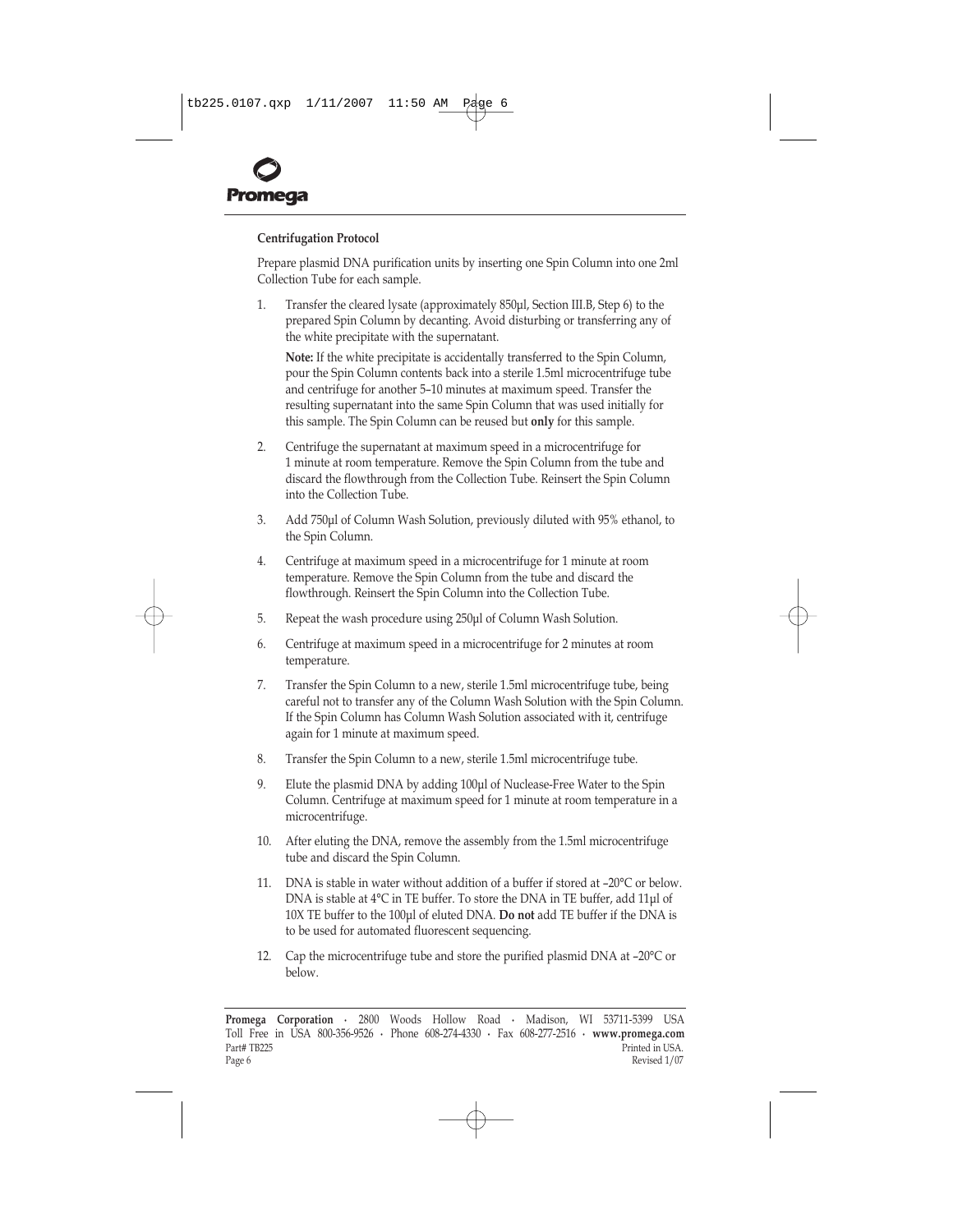**Centrifugation Protocol**

Prepare plasmid DNA purification units by inserting one Spin Column into one 2ml Collection Tube for each sample.

1. Transfer the cleared lysate (approximately 850µl, Section III.B, Step 6) to the prepared Spin Column by decanting. Avoid disturbing or transferring any of the white precipitate with the supernatant.

   **Note:** If the white precipitate is accidentally transferred to the Spin Column, pour the Spin Column contents back into a sterile 1.5ml microcentrifuge tube and centrifuge for another 5–10 minutes at maximum speed. Transfer the resulting supernatant into the same Spin Column that was used initially for this sample. The Spin Column can be reused but **only** for this sample.

2. Centrifuge the supernatant at maximum speed in a microcentrifuge for 1 minute at room temperature. Remove the Spin Column from the tube and discard the flowthrough from the Collection Tube. Reinsert the Spin Column into the Collection Tube.

3. Add 750µl of Column Wash Solution, previously diluted with 95% ethanol, to the Spin Column.

4. Centrifuge at maximum speed in a microcentrifuge for 1 minute at room temperature. Remove the Spin Column from the tube and discard the flowthrough. Reinsert the Spin Column into the Collection Tube.

5. Repeat the wash procedure using 250µl of Column Wash Solution.

6. Centrifuge at maximum speed in a microcentrifuge for 2 minutes at room temperature.

7. Transfer the Spin Column to a new, sterile 1.5ml microcentrifuge tube, being careful not to transfer any of the Column Wash Solution with the Spin Column. If the Spin Column has Column Wash Solution associated with it, centrifuge again for 1 minute at maximum speed.

8. Transfer the Spin Column to a new, sterile 1.5ml microcentrifuge tube.

9. Elute the plasmid DNA by adding 100µl of Nuclease-Free Water to the Spin Column. Centrifuge at maximum speed for 1 minute at room temperature in a microcentrifuge.

10. After eluting the DNA, remove the assembly from the 1.5ml microcentrifuge tube and discard the Spin Column.

11. DNA is stable in water without addition of a buffer if stored at –20°C or below. DNA is stable at 4°C in TE buffer. To store the DNA in TE buffer, add 11µl of 10X TE buffer to the 100µl of eluted DNA. **Do not** add TE buffer if the DNA is to be used for automated fluorescent sequencing.

12. Cap the microcentrifuge tube and store the purified plasmid DNA at –20°C or below.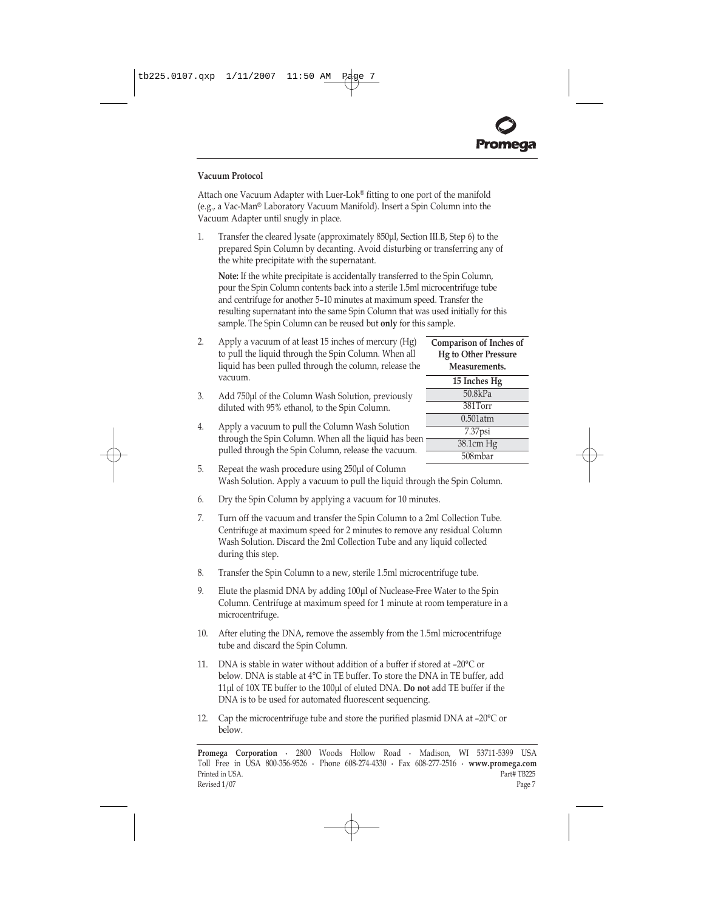**Vacuum Protocol**

Attach one Vacuum Adapter with Luer-Lok® fitting to one port of the manifold (e.g., a Vac-Man® Laboratory Vacuum Manifold). Insert a Spin Column into the Vacuum Adapter until snugly in place.

1. Transfer the cleared lysate (approximately 850µl, Section III.B, Step 6) to the prepared Spin Column by decanting. Avoid disturbing or transferring any of the white precipitate with the supernatant.

   **Note:** If the white precipitate is accidentally transferred to the Spin Column, pour the Spin Column contents back into a sterile 1.5ml microcentrifuge tube and centrifuge for another 5–10 minutes at maximum speed. Transfer the resulting supernatant into the same Spin Column that was used initially for this sample. The Spin Column can be reused but **only** for this sample.

2. Apply a vacuum of at least 15 inches of mercury (Hg) to pull the liquid through the Spin Column. When all liquid has been pulled through the column, release the vacuum.

3. Add 750µl of the Column Wash Solution, previously diluted with 95% ethanol, to the Spin Column.

4. Apply a vacuum to pull the Column Wash Solution through the Spin Column. When all the liquid has been pulled through the Spin Column, release the vacuum.

5. Repeat the wash procedure using 250µl of Column Wash Solution. Apply a vacuum to pull the liquid through the Spin Column.

6. Dry the Spin Column by applying a vacuum for 10 minutes.

7. Turn off the vacuum and transfer the Spin Column to a 2ml Collection Tube. Centrifuge at maximum speed for 2 minutes to remove any residual Column Wash Solution. Discard the 2ml Collection Tube and any liquid collected during this step.

8. Transfer the Spin Column to a new, sterile 1.5ml microcentrifuge tube.

9. Elute the plasmid DNA by adding 100µl of Nuclease-Free Water to the Spin Column. Centrifuge at maximum speed for 1 minute at room temperature in a microcentrifuge.

10. After eluting the DNA, remove the assembly from the 1.5ml microcentrifuge tube and discard the Spin Column.

11. DNA is stable in water without addition of a buffer if stored at –20°C or below. DNA is stable at 4°C in TE buffer. To store the DNA in TE buffer, add 11µl of 10X TE buffer to the 100µl of eluted DNA. **Do not** add TE buffer if the DNA is to be used for automated fluorescent sequencing.

12. Cap the microcentrifuge tube and store the purified plasmid DNA at –20°C or below.

**Comparison of Inches of Hg to Other Pressure Measurements.**

| 15 Inches Hg |
|---|
| 50.8kPa |
| 381Torr |
| 0.501atm |
| 7.37psi |
| 38.1cm Hg |
| 508mbar |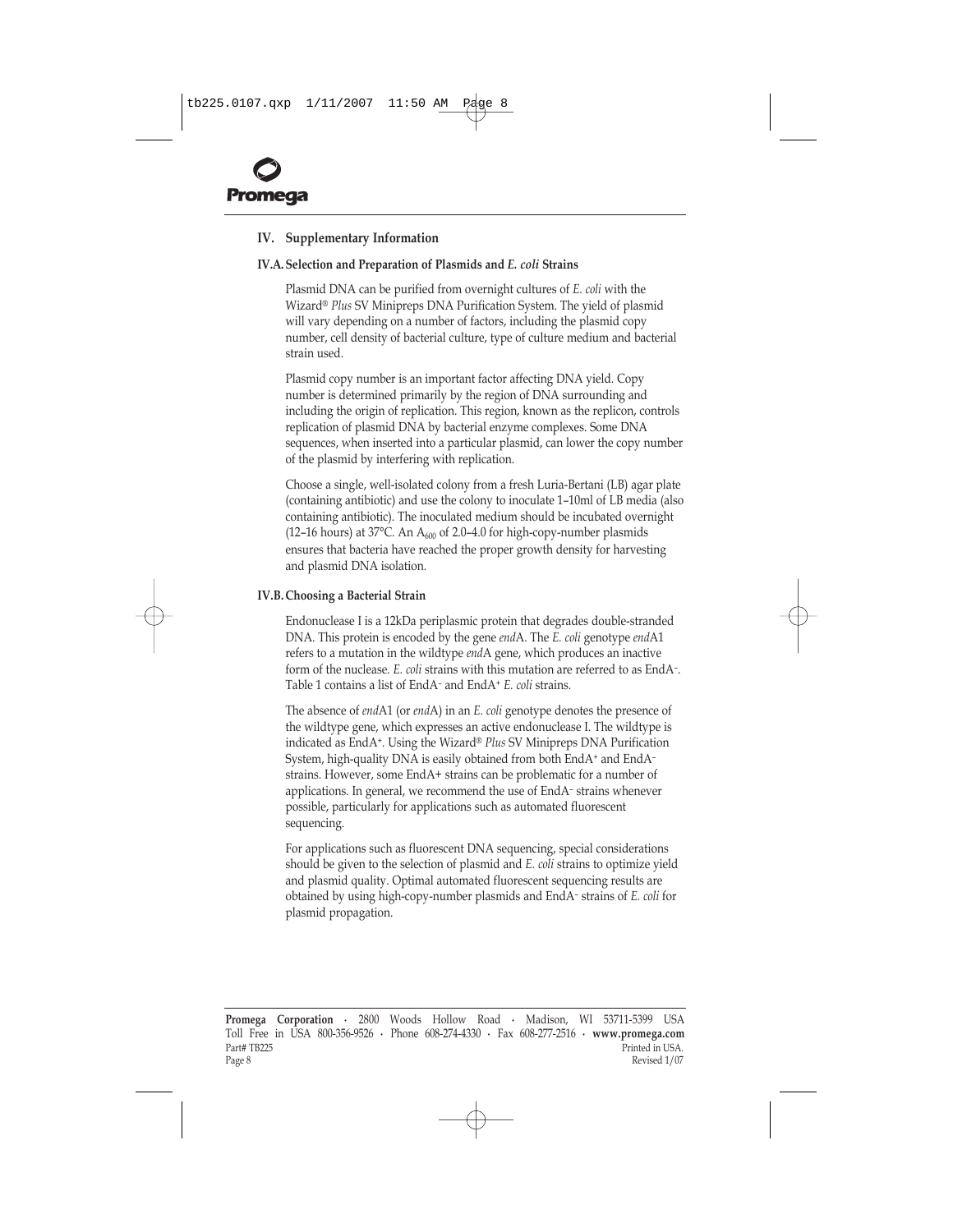## IV. Supplementary Information

### IV.A. Selection and Preparation of Plasmids and *E. coli* Strains

Plasmid DNA can be purified from overnight cultures of *E. coli* with the Wizard® *Plus* SV Minipreps DNA Purification System. The yield of plasmid will vary depending on a number of factors, including the plasmid copy number, cell density of bacterial culture, type of culture medium and bacterial strain used.

Plasmid copy number is an important factor affecting DNA yield. Copy number is determined primarily by the region of DNA surrounding and including the origin of replication. This region, known as the replicon, controls replication of plasmid DNA by bacterial enzyme complexes. Some DNA sequences, when inserted into a particular plasmid, can lower the copy number of the plasmid by interfering with replication.

Choose a single, well-isolated colony from a fresh Luria-Bertani (LB) agar plate (containing antibiotic) and use the colony to inoculate 1–10ml of LB media (also containing antibiotic). The inoculated medium should be incubated overnight (12–16 hours) at 37°C. An $A_{600}$ of 2.0–4.0 for high-copy-number plasmids ensures that bacteria have reached the proper growth density for harvesting and plasmid DNA isolation.

### IV.B. Choosing a Bacterial Strain

Endonuclease I is a 12kDa periplasmic protein that degrades double-stranded DNA. This protein is encoded by the gene *end*A. The *E. coli* genotype *end*A1 refers to a mutation in the wildtype *end*A gene, which produces an inactive form of the nuclease. *E. coli* strains with this mutation are referred to as $EndA^-$. Table 1 contains a list of $EndA^-$ and $EndA^+$ *E. coli* strains.

The absence of *end*A1 (or *end*A) in an *E. coli* genotype denotes the presence of the wildtype gene, which expresses an active endonuclease I. The wildtype is indicated as $EndA^+$. Using the Wizard® *Plus* SV Minipreps DNA Purification System, high-quality DNA is easily obtained from both $EndA^+$ and $EndA^-$ strains. However, some EndA+ strains can be problematic for a number of applications. In general, we recommend the use of $EndA^-$ strains whenever possible, particularly for applications such as automated fluorescent sequencing.

For applications such as fluorescent DNA sequencing, special considerations should be given to the selection of plasmid and *E. coli* strains to optimize yield and plasmid quality. Optimal automated fluorescent sequencing results are obtained by using high-copy-number plasmids and $EndA^-$ strains of *E. coli* for plasmid propagation.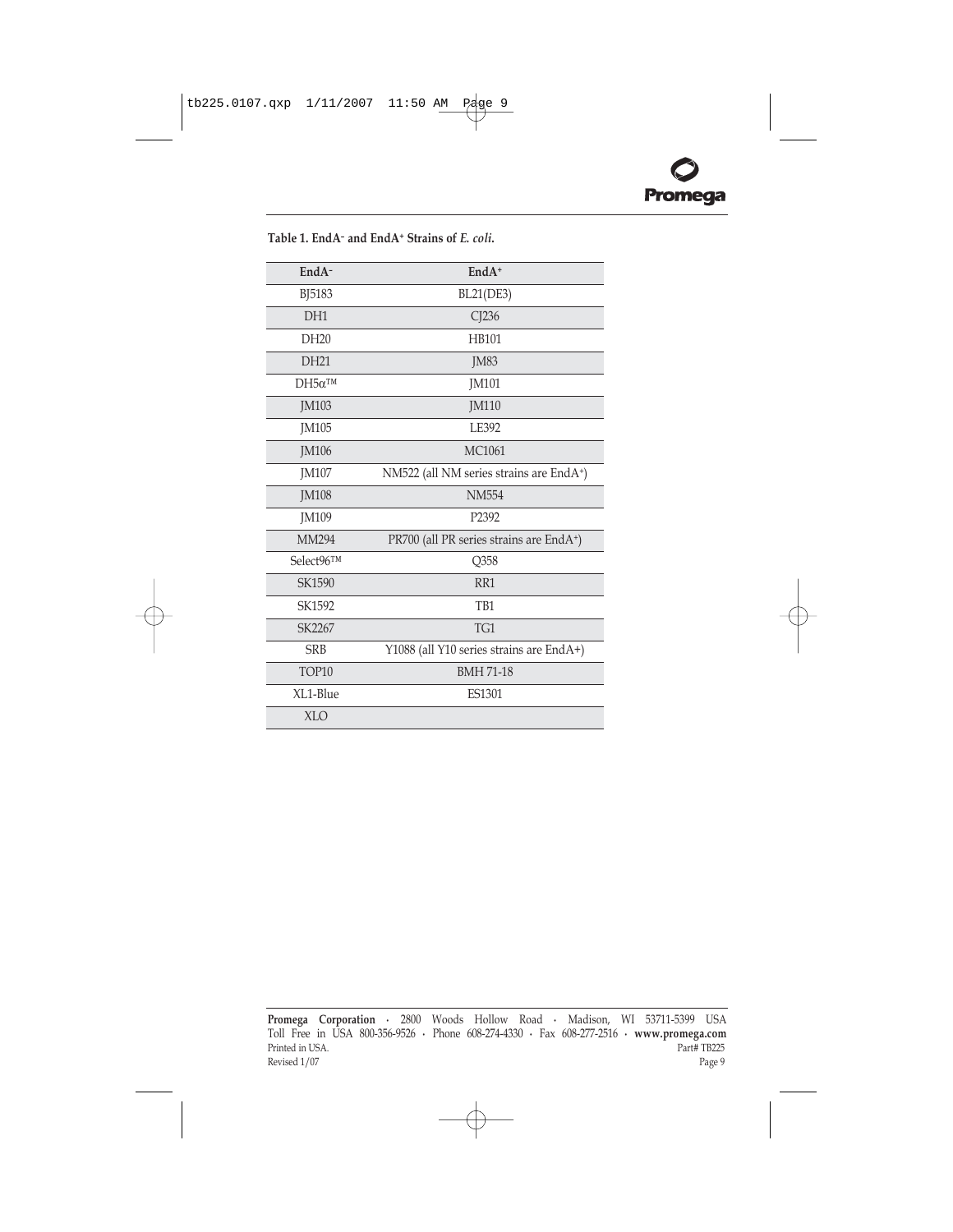**Table 1. EndA$^{-}$ and EndA$^{+}$ Strains of *E. coli*.**

| EndA$^{-}$ | EndA$^{+}$ |
|---|---|
| BJ5183 | BL21(DE3) |
| DH1 | CJ236 |
| DH20 | HB101 |
| DH21 | JM83 |
| DH5α™ | JM101 |
| JM103 | JM110 |
| JM105 | LE392 |
| JM106 | MC1061 |
| JM107 | NM522 (all NM series strains are EndA$^{+}$) |
| JM108 | NM554 |
| JM109 | P2392 |
| MM294 | PR700 (all PR series strains are EndA$^{+}$) |
| Select96™ | Q358 |
| SK1590 | RR1 |
| SK1592 | TB1 |
| SK2267 | TG1 |
| SRB | Y1088 (all Y10 series strains are EndA+) |
| TOP10 | BMH 71-18 |
| XL1-Blue | ES1301 |
| XLO | |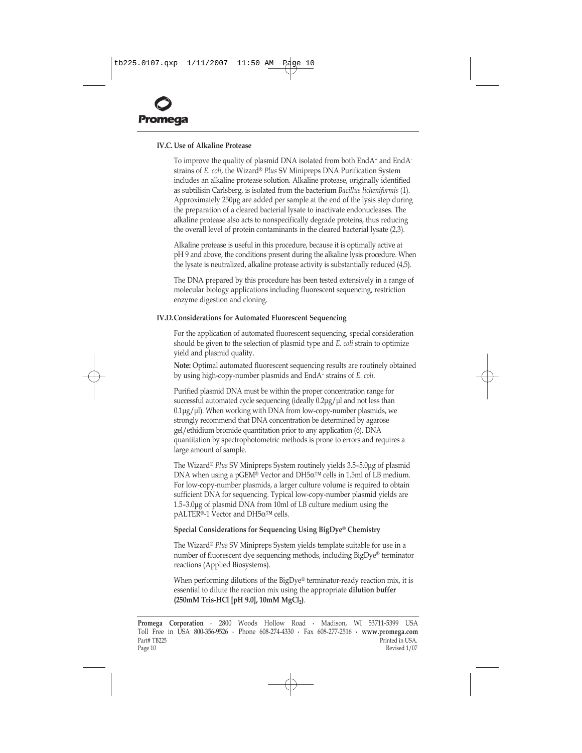## IV.C. Use of Alkaline Protease

To improve the quality of plasmid DNA isolated from both $EndA^+$ and $EndA^-$ strains of *E. coli*, the Wizard® *Plus* SV Minipreps DNA Purification System includes an alkaline protease solution. Alkaline protease, originally identified as subtilisin Carlsberg, is isolated from the bacterium *Bacillus licheniformis* (1). Approximately 250µg are added per sample at the end of the lysis step during the preparation of a cleared bacterial lysate to inactivate endonucleases. The alkaline protease also acts to nonspecifically degrade proteins, thus reducing the overall level of protein contaminants in the cleared bacterial lysate (2,3).

Alkaline protease is useful in this procedure, because it is optimally active at pH 9 and above, the conditions present during the alkaline lysis procedure. When the lysate is neutralized, alkaline protease activity is substantially reduced (4,5).

The DNA prepared by this procedure has been tested extensively in a range of molecular biology applications including fluorescent sequencing, restriction enzyme digestion and cloning.

## IV.D. Considerations for Automated Fluorescent Sequencing

For the application of automated fluorescent sequencing, special consideration should be given to the selection of plasmid type and *E. coli* strain to optimize yield and plasmid quality.

**Note:** Optimal automated fluorescent sequencing results are routinely obtained by using high-copy-number plasmids and $EndA^-$ strains of *E. coli*.

Purified plasmid DNA must be within the proper concentration range for successful automated cycle sequencing (ideally 0.2µg/µl and not less than 0.1µg/µl). When working with DNA from low-copy-number plasmids, we strongly recommend that DNA concentration be determined by agarose gel/ethidium bromide quantitation prior to any application (6). DNA quantitation by spectrophotometric methods is prone to errors and requires a large amount of sample.

The Wizard® *Plus* SV Minipreps System routinely yields 3.5–5.0µg of plasmid DNA when using a pGEM® Vector and DH5α™ cells in 1.5ml of LB medium. For low-copy-number plasmids, a larger culture volume is required to obtain sufficient DNA for sequencing. Typical low-copy-number plasmid yields are 1.5–3.0µg of plasmid DNA from 10ml of LB culture medium using the pALTER®-1 Vector and DH5α™ cells.

### Special Considerations for Sequencing Using BigDye® Chemistry

The Wizard® *Plus* SV Minipreps System yields template suitable for use in a number of fluorescent dye sequencing methods, including BigDye® terminator reactions (Applied Biosystems).

When performing dilutions of the BigDye® terminator-ready reaction mix, it is essential to dilute the reaction mix using the appropriate **dilution buffer (250mM Tris-HCl [pH 9.0], 10mM $MgCl_2$)**.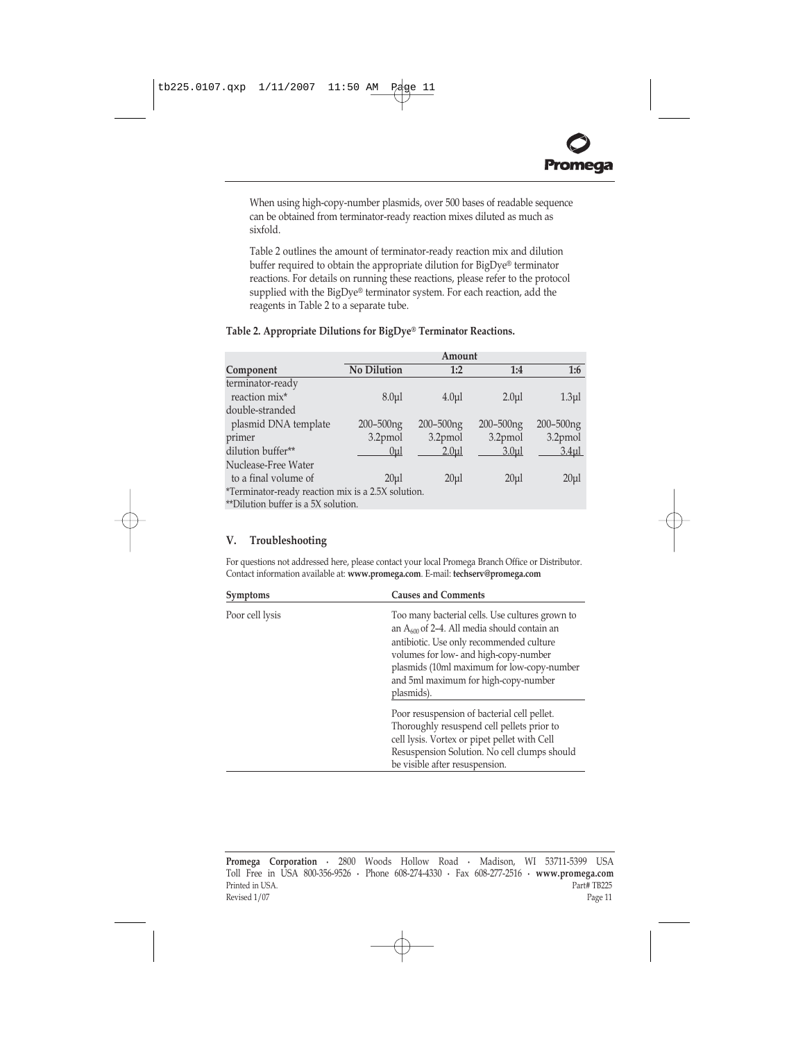When using high-copy-number plasmids, over 500 bases of readable sequence can be obtained from terminator-ready reaction mixes diluted as much as sixfold.

Table 2 outlines the amount of terminator-ready reaction mix and dilution buffer required to obtain the appropriate dilution for BigDye® terminator reactions. For details on running these reactions, please refer to the protocol supplied with the BigDye® terminator system. For each reaction, add the reagents in Table 2 to a separate tube.

**Table 2. Appropriate Dilutions for BigDye® Terminator Reactions.**

| | Amount | | | |
|---|---|---|---|---|
| **Component** | **No Dilution** | **1:2** | **1:4** | **1:6** |
| terminator-ready reaction mix* | 8.0µl | 4.0µl | 2.0µl | 1.3µl |
| double-stranded plasmid DNA template | 200–500ng | 200–500ng | 200–500ng | 200–500ng |
| primer | 3.2pmol | 3.2pmol | 3.2pmol | 3.2pmol |
| dilution buffer** | 0µl | 2.0µl | 3.0µl | 3.4µl |
| Nuclease-Free Water to a final volume of | 20µl | 20µl | 20µl | 20µl |

*Terminator-ready reaction mix is a 2.5X solution.
**Dilution buffer is a 5X solution.

## V. Troubleshooting

For questions not addressed here, please contact your local Promega Branch Office or Distributor. Contact information available at: **www.promega.com**. E-mail: **techserv@promega.com**

| Symptoms | Causes and Comments |
|---|---|
| Poor cell lysis | Too many bacterial cells. Use cultures grown to an $A_{600}$ of 2–4. All media should contain an antibiotic. Use only recommended culture volumes for low- and high-copy-number plasmids (10ml maximum for low-copy-number and 5ml maximum for high-copy-number plasmids). |
| | Poor resuspension of bacterial cell pellet. Thoroughly resuspend cell pellets prior to cell lysis. Vortex or pipet pellet with Cell Resuspension Solution. No cell clumps should be visible after resuspension. |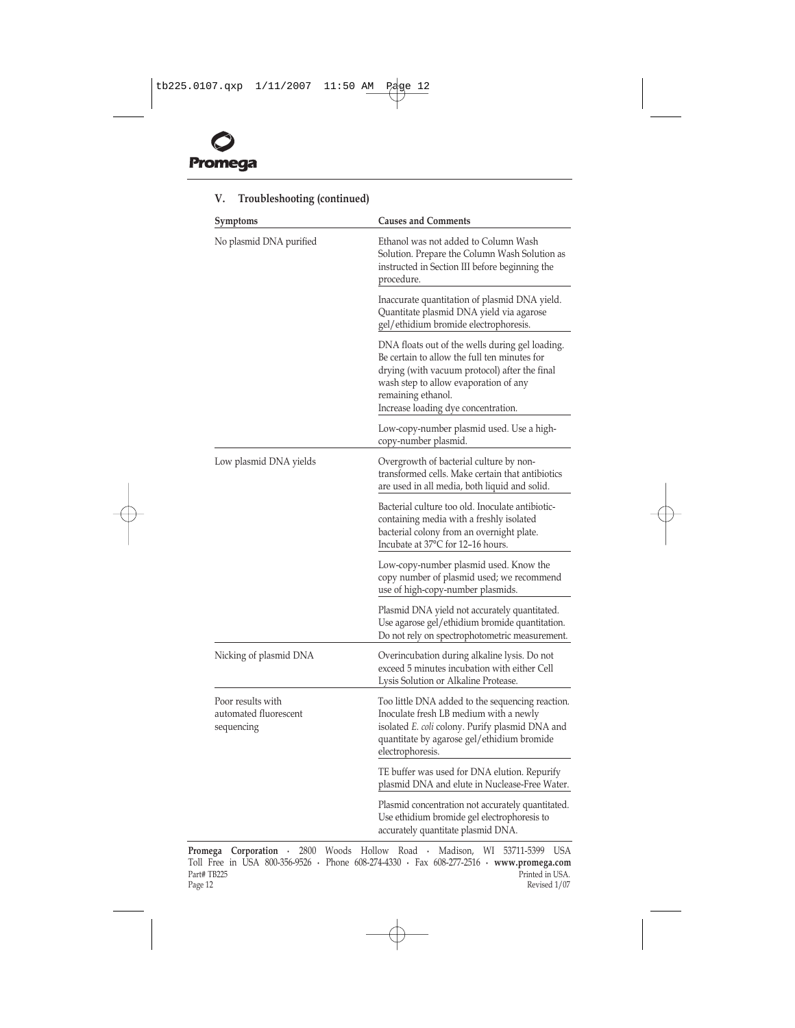## V. Troubleshooting (continued)

| Symptoms | Causes and Comments |
|---|---|
| No plasmid DNA purified | Ethanol was not added to Column Wash Solution. Prepare the Column Wash Solution as instructed in Section III before beginning the procedure. |
| | Inaccurate quantitation of plasmid DNA yield. Quantitate plasmid DNA yield via agarose gel/ethidium bromide electrophoresis. |
| | DNA floats out of the wells during gel loading. Be certain to allow the full ten minutes for drying (with vacuum protocol) after the final wash step to allow evaporation of any remaining ethanol. Increase loading dye concentration. |
| | Low-copy-number plasmid used. Use a high-copy-number plasmid. |
| Low plasmid DNA yields | Overgrowth of bacterial culture by non-transformed cells. Make certain that antibiotics are used in all media, both liquid and solid. |
| | Bacterial culture too old. Inoculate antibiotic-containing media with a freshly isolated bacterial colony from an overnight plate. Incubate at 37°C for 12–16 hours. |
| | Low-copy-number plasmid used. Know the copy number of plasmid used; we recommend use of high-copy-number plasmids. |
| | Plasmid DNA yield not accurately quantitated. Use agarose gel/ethidium bromide quantitation. Do not rely on spectrophotometric measurement. |
| Nicking of plasmid DNA | Overincubation during alkaline lysis. Do not exceed 5 minutes incubation with either Cell Lysis Solution or Alkaline Protease. |
| Poor results with automated fluorescent sequencing | Too little DNA added to the sequencing reaction. Inoculate fresh LB medium with a newly isolated *E. coli* colony. Purify plasmid DNA and quantitate by agarose gel/ethidium bromide electrophoresis. |
| | TE buffer was used for DNA elution. Repurify plasmid DNA and elute in Nuclease-Free Water. |
| | Plasmid concentration not accurately quantitated. Use ethidium bromide gel electrophoresis to accurately quantitate plasmid DNA. |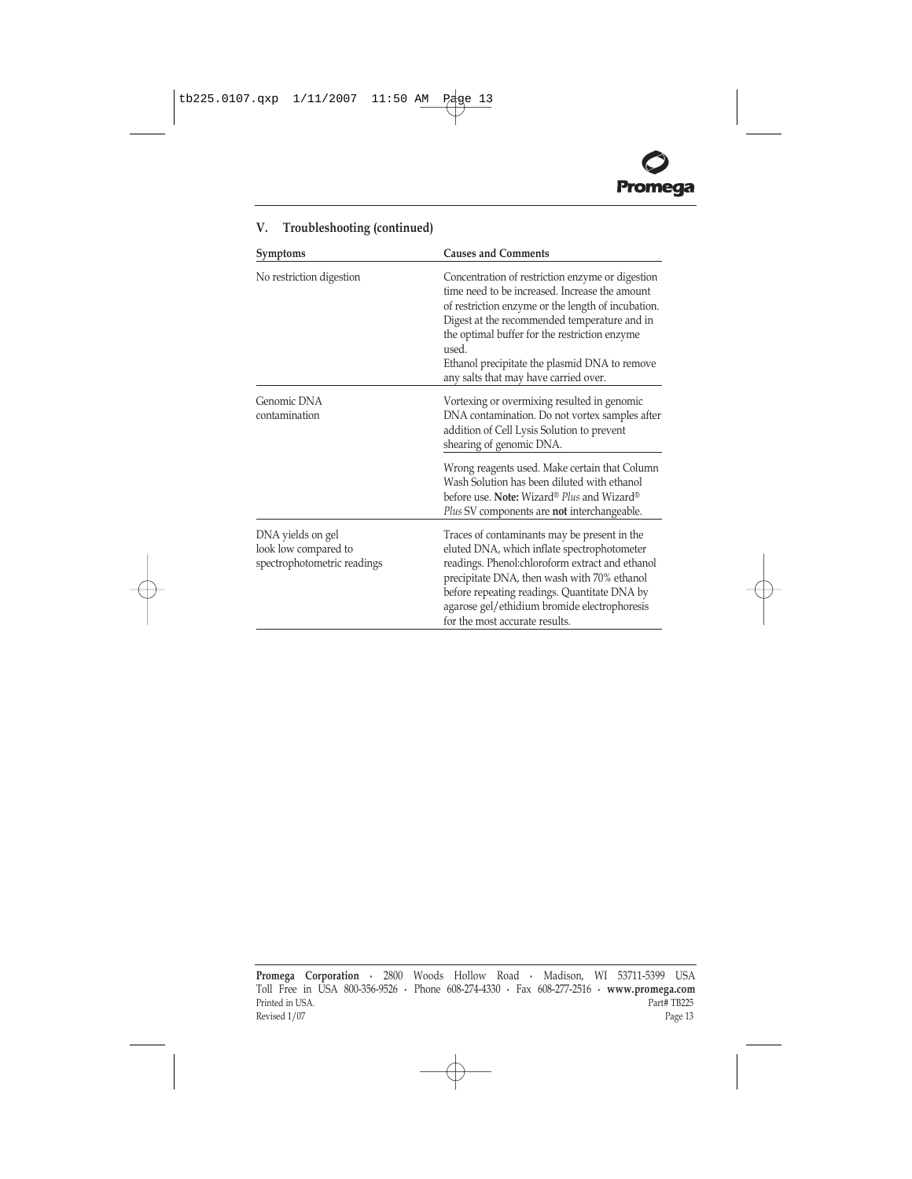## V. Troubleshooting (continued)

| Symptoms | Causes and Comments |
|---|---|
| No restriction digestion | Concentration of restriction enzyme or digestion time need to be increased. Increase the amount of restriction enzyme or the length of incubation. Digest at the recommended temperature and in the optimal buffer for the restriction enzyme used.<br>Ethanol precipitate the plasmid DNA to remove any salts that may have carried over. |
| Genomic DNA contamination | Vortexing or overmixing resulted in genomic DNA contamination. Do not vortex samples after addition of Cell Lysis Solution to prevent shearing of genomic DNA. |
| | Wrong reagents used. Make certain that Column Wash Solution has been diluted with ethanol before use. **Note:** Wizard® *Plus* and Wizard® *Plus* SV components are **not** interchangeable. |
| DNA yields on gel look low compared to spectrophotometric readings | Traces of contaminants may be present in the eluted DNA, which inflate spectrophotometer readings. Phenol:chloroform extract and ethanol precipitate DNA, then wash with 70% ethanol before repeating readings. Quantitate DNA by agarose gel/ethidium bromide electrophoresis for the most accurate results. |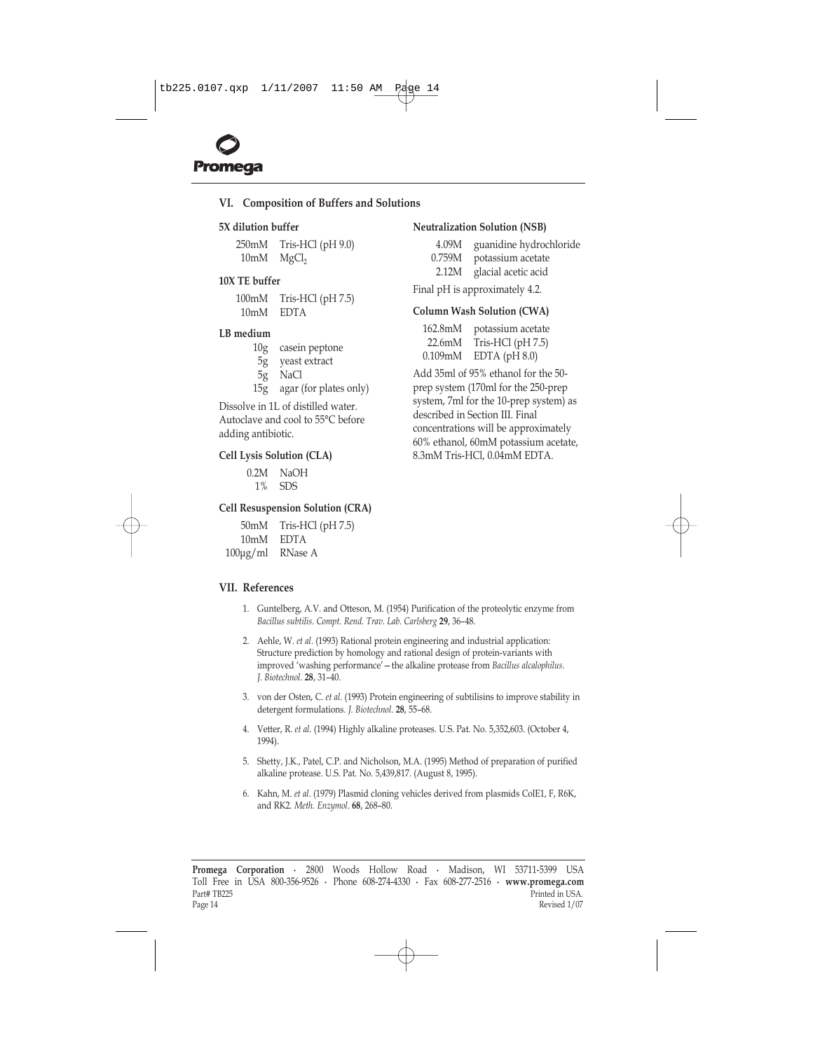## VI. Composition of Buffers and Solutions

**5X dilution buffer**

250mM Tris-HCl (pH 9.0)
10mM $MgCl_2$

**10X TE buffer**

100mM Tris-HCl (pH 7.5)
10mM EDTA

**LB medium**

10g casein peptone
5g yeast extract
5g NaCl
15g agar (for plates only)

Dissolve in 1L of distilled water. Autoclave and cool to 55°C before adding antibiotic.

**Cell Lysis Solution (CLA)**

0.2M NaOH
1% SDS

**Cell Resuspension Solution (CRA)**

50mM Tris-HCl (pH 7.5)
10mM EDTA
100µg/ml RNase A

**Neutralization Solution (NSB)**

4.09M guanidine hydrochloride
0.759M potassium acetate
2.12M glacial acetic acid

Final pH is approximately 4.2.

**Column Wash Solution (CWA)**

162.8mM potassium acetate
22.6mM Tris-HCl (pH 7.5)
0.109mM EDTA (pH 8.0)

Add 35ml of 95% ethanol for the 50-prep system (170ml for the 250-prep system, 7ml for the 10-prep system) as described in Section III. Final concentrations will be approximately 60% ethanol, 60mM potassium acetate, 8.3mM Tris-HCl, 0.04mM EDTA.

## VII. References

1. Guntelberg, A.V. and Otteson, M. (1954) Purification of the proteolytic enzyme from *Bacillus subtilis*. *Compt. Rend. Trav. Lab. Carlsberg* **29**, 36–48.
2. Aehle, W. *et al*. (1993) Rational protein engineering and industrial application: Structure prediction by homology and rational design of protein-variants with improved 'washing performance'—the alkaline protease from *Bacillus alcalophilus*. *J. Biotechnol*. **28**, 31–40.
3. von der Osten, C. *et al*. (1993) Protein engineering of subtilisins to improve stability in detergent formulations. *J. Biotechnol*. **28**, 55–68.
4. Vetter, R. *et al*. (1994) Highly alkaline proteases. U.S. Pat. No. 5,352,603. (October 4, 1994).
5. Shetty, J.K., Patel, C.P. and Nicholson, M.A. (1995) Method of preparation of purified alkaline protease. U.S. Pat. No. 5,439,817. (August 8, 1995).
6. Kahn, M. *et al*. (1979) Plasmid cloning vehicles derived from plasmids ColE1, F, R6K, and RK2. *Meth. Enzymol*. **68**, 268–80.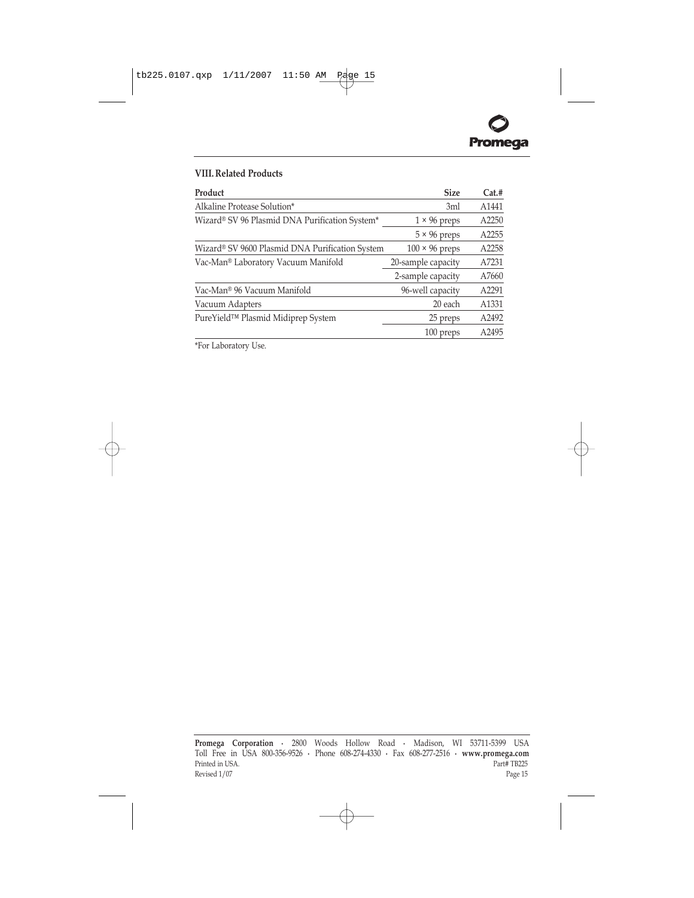## VIII. Related Products

| Product | Size | Cat.# |
|---|---|---|
| Alkaline Protease Solution* | 3ml | A1441 |
| Wizard® SV 96 Plasmid DNA Purification System* | 1 × 96 preps | A2250 |
| | 5 × 96 preps | A2255 |
| Wizard® SV 9600 Plasmid DNA Purification System | 100 × 96 preps | A2258 |
| Vac-Man® Laboratory Vacuum Manifold | 20-sample capacity | A7231 |
| | 2-sample capacity | A7660 |
| Vac-Man® 96 Vacuum Manifold | 96-well capacity | A2291 |
| Vacuum Adapters | 20 each | A1331 |
| PureYield™ Plasmid Midiprep System | 25 preps | A2492 |
| | 100 preps | A2495 |

*For Laboratory Use.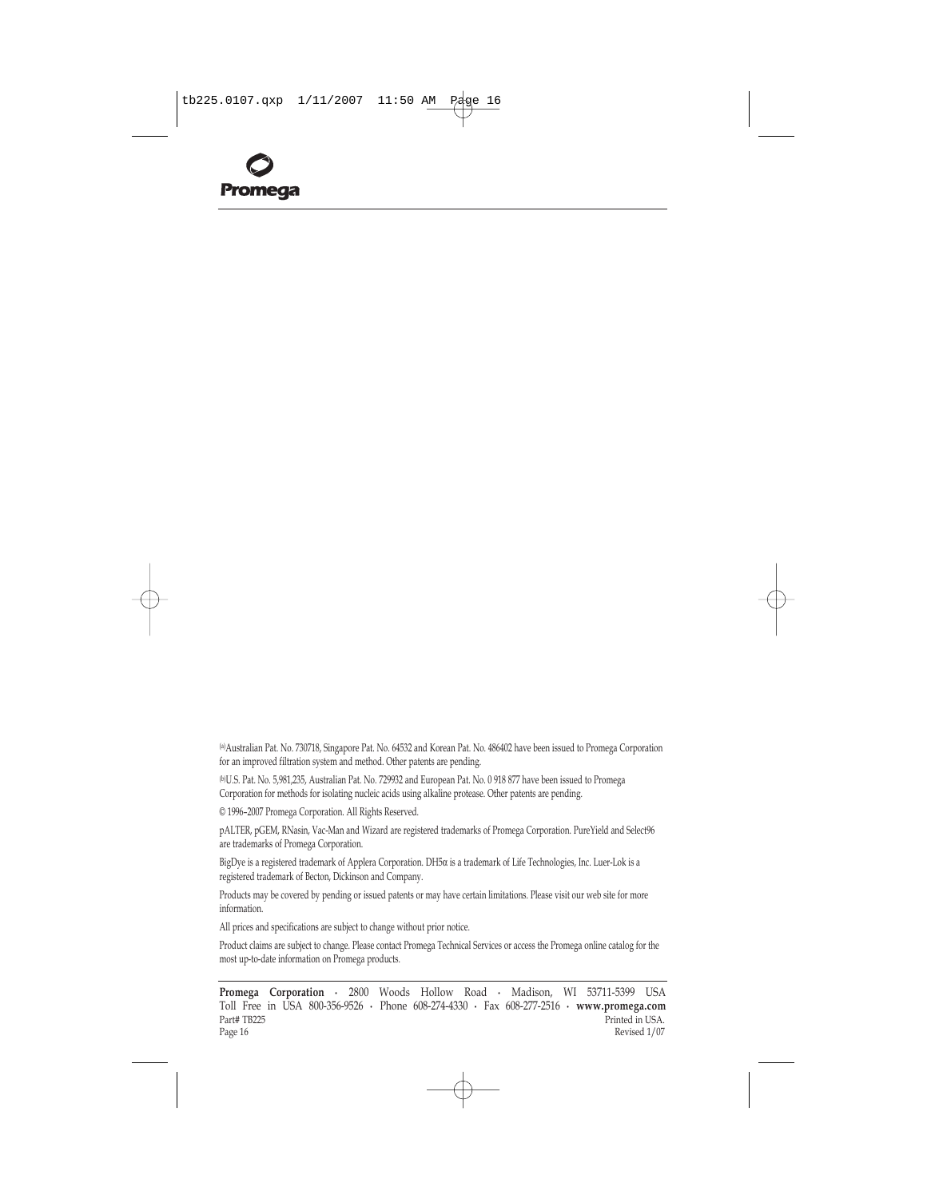(a)Australian Pat. No. 730718, Singapore Pat. No. 64532 and Korean Pat. No. 486402 have been issued to Promega Corporation for an improved filtration system and method. Other patents are pending.

(b)U.S. Pat. No. 5,981,235, Australian Pat. No. 729932 and European Pat. No. 0 918 877 have been issued to Promega Corporation for methods for isolating nucleic acids using alkaline protease. Other patents are pending.

© 1996–2007 Promega Corporation. All Rights Reserved.

pALTER, pGEM, RNasin, Vac-Man and Wizard are registered trademarks of Promega Corporation. PureYield and Select96 are trademarks of Promega Corporation.

BigDye is a registered trademark of Applera Corporation. DH5α is a trademark of Life Technologies, Inc. Luer-Lok is a registered trademark of Becton, Dickinson and Company.

Products may be covered by pending or issued patents or may have certain limitations. Please visit our web site for more information.

All prices and specifications are subject to change without prior notice.

Product claims are subject to change. Please contact Promega Technical Services or access the Promega online catalog for the most up-to-date information on Promega products.

**Promega Corporation** · 2800 Woods Hollow Road · Madison, WI 53711-5399 USA
Toll Free in USA 800-356-9526 · Phone 608-274-4330 · Fax 608-277-2516 · **www.promega.com**
Part# TB225 Printed in USA.
Revised 1/07